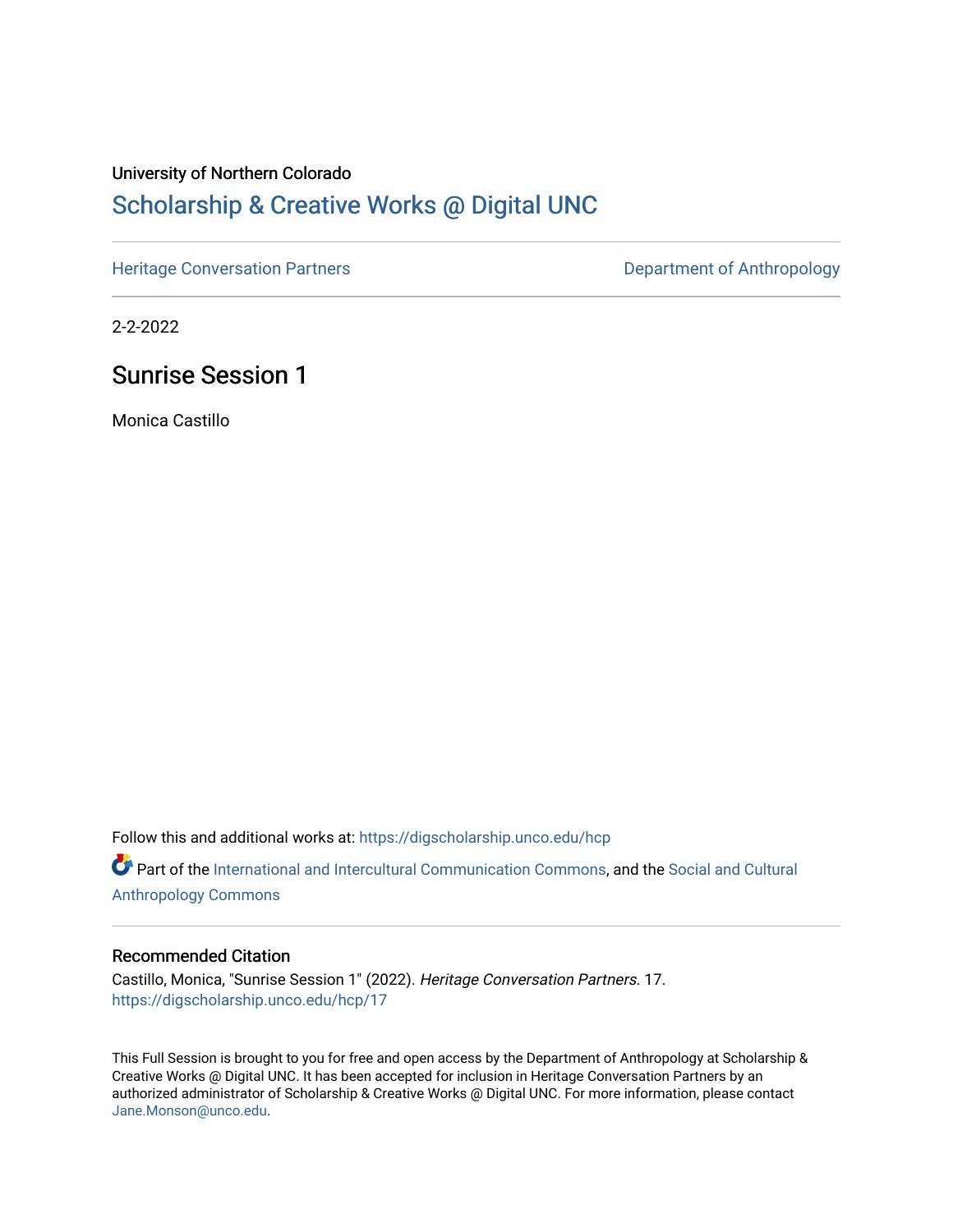University of Northern Colorado

# Scholarship & Creative Works @ Digital UNC

Heritage Conversation Partners

Department of Anthropology

2-2-2022

## Sunrise Session 1

Monica Castillo

Follow this and additional works at: https://digscholarship.unco.edu/hcp

Part of the International and Intercultural Communication Commons, and the Social and Cultural Anthropology Commons

### Recommended Citation

Castillo, Monica, "Sunrise Session 1" (2022). *Heritage Conversation Partners*. 17.
https://digscholarship.unco.edu/hcp/17

This Full Session is brought to you for free and open access by the Department of Anthropology at Scholarship & Creative Works @ Digital UNC. It has been accepted for inclusion in Heritage Conversation Partners by an authorized administrator of Scholarship & Creative Works @ Digital UNC. For more information, please contact Jane.Monson@unco.edu.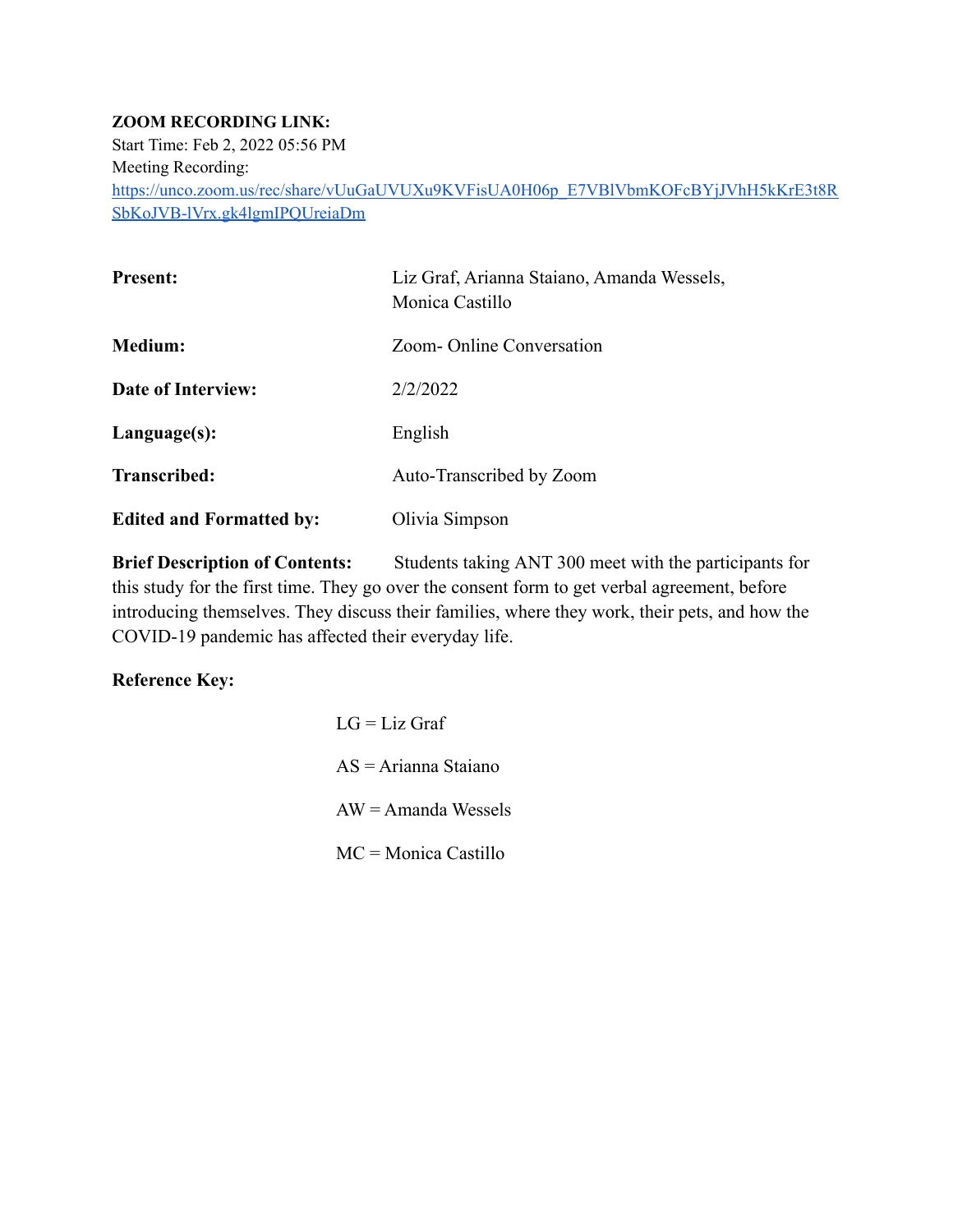**ZOOM RECORDING LINK:**
Start Time: Feb 2, 2022 05:56 PM
Meeting Recording:
https://unco.zoom.us/rec/share/vUuGaUVUXu9KVFisUA0H06p_E7VBlVbmKOFcBYjJVhH5kKrE3t8RSbKoJVB-lVrx.gk4lgmIPQUreiaDm

| | |
|---|---|
| **Present:** | Liz Graf, Arianna Staiano, Amanda Wessels, Monica Castillo |
| **Medium:** | Zoom- Online Conversation |
| **Date of Interview:** | 2/2/2022 |
| **Language(s):** | English |
| **Transcribed:** | Auto-Transcribed by Zoom |
| **Edited and Formatted by:** | Olivia Simpson |

**Brief Description of Contents:** Students taking ANT 300 meet with the participants for this study for the first time. They go over the consent form to get verbal agreement, before introducing themselves. They discuss their families, where they work, their pets, and how the COVID-19 pandemic has affected their everyday life.

**Reference Key:**

LG = Liz Graf

AS = Arianna Staiano

AW = Amanda Wessels

MC = Monica Castillo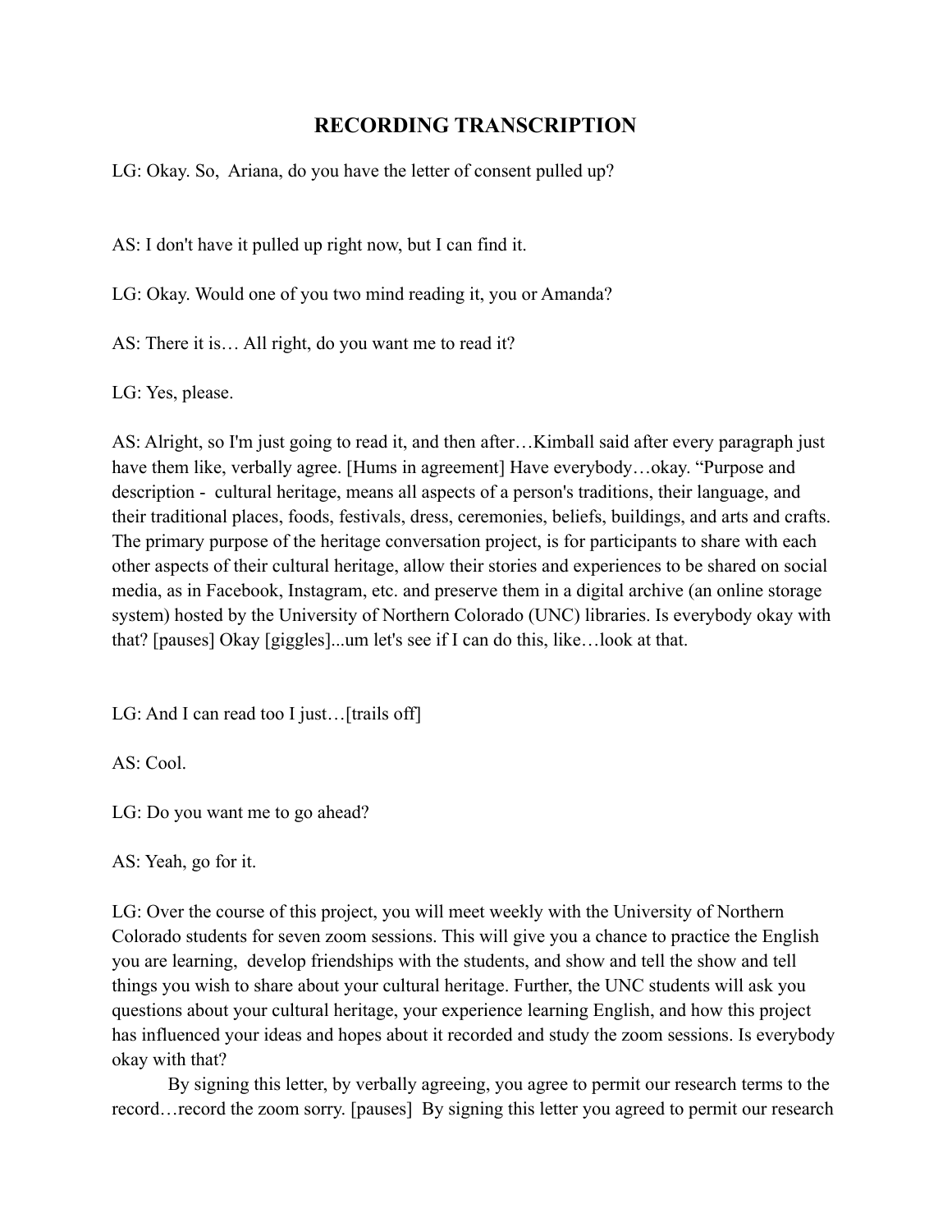# RECORDING TRANSCRIPTION

LG: Okay. So, Ariana, do you have the letter of consent pulled up?

AS: I don't have it pulled up right now, but I can find it.

LG: Okay. Would one of you two mind reading it, you or Amanda?

AS: There it is… All right, do you want me to read it?

LG: Yes, please.

AS: Alright, so I'm just going to read it, and then after…Kimball said after every paragraph just have them like, verbally agree. [Hums in agreement] Have everybody…okay. "Purpose and description - cultural heritage, means all aspects of a person's traditions, their language, and their traditional places, foods, festivals, dress, ceremonies, beliefs, buildings, and arts and crafts. The primary purpose of the heritage conversation project, is for participants to share with each other aspects of their cultural heritage, allow their stories and experiences to be shared on social media, as in Facebook, Instagram, etc. and preserve them in a digital archive (an online storage system) hosted by the University of Northern Colorado (UNC) libraries. Is everybody okay with that? [pauses] Okay [giggles]...um let's see if I can do this, like…look at that.

LG: And I can read too I just…[trails off]

AS: Cool.

LG: Do you want me to go ahead?

AS: Yeah, go for it.

LG: Over the course of this project, you will meet weekly with the University of Northern Colorado students for seven zoom sessions. This will give you a chance to practice the English you are learning, develop friendships with the students, and show and tell the show and tell things you wish to share about your cultural heritage. Further, the UNC students will ask you questions about your cultural heritage, your experience learning English, and how this project has influenced your ideas and hopes about it recorded and study the zoom sessions. Is everybody okay with that?

By signing this letter, by verbally agreeing, you agree to permit our research terms to the record…record the zoom sorry. [pauses] By signing this letter you agreed to permit our research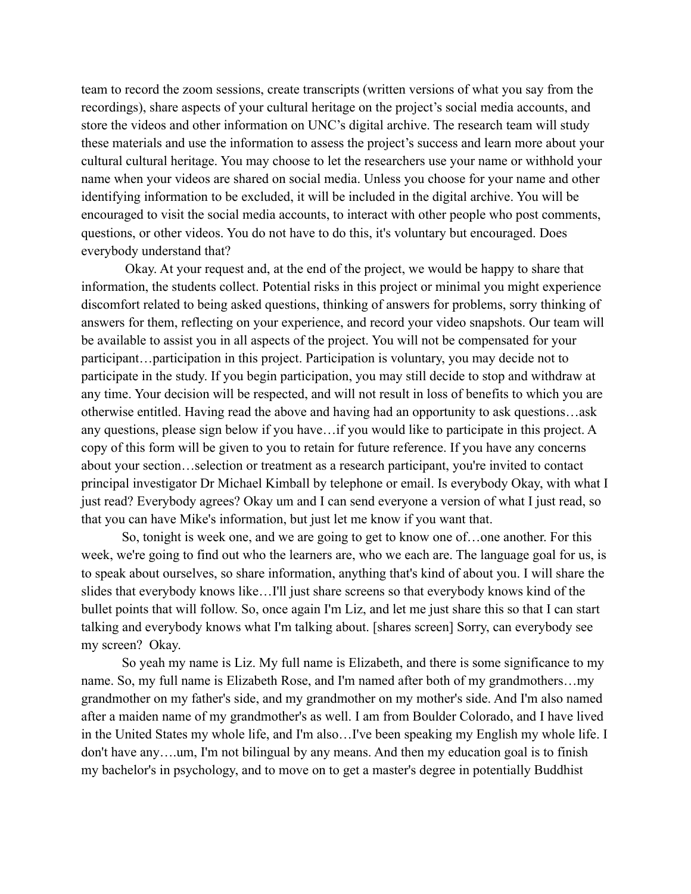team to record the zoom sessions, create transcripts (written versions of what you say from the recordings), share aspects of your cultural heritage on the project's social media accounts, and store the videos and other information on UNC's digital archive. The research team will study these materials and use the information to assess the project's success and learn more about your cultural cultural heritage. You may choose to let the researchers use your name or withhold your name when your videos are shared on social media. Unless you choose for your name and other identifying information to be excluded, it will be included in the digital archive. You will be encouraged to visit the social media accounts, to interact with other people who post comments, questions, or other videos. You do not have to do this, it's voluntary but encouraged. Does everybody understand that?

Okay. At your request and, at the end of the project, we would be happy to share that information, the students collect. Potential risks in this project or minimal you might experience discomfort related to being asked questions, thinking of answers for problems, sorry thinking of answers for them, reflecting on your experience, and record your video snapshots. Our team will be available to assist you in all aspects of the project. You will not be compensated for your participant…participation in this project. Participation is voluntary, you may decide not to participate in the study. If you begin participation, you may still decide to stop and withdraw at any time. Your decision will be respected, and will not result in loss of benefits to which you are otherwise entitled. Having read the above and having had an opportunity to ask questions…ask any questions, please sign below if you have…if you would like to participate in this project. A copy of this form will be given to you to retain for future reference. If you have any concerns about your section…selection or treatment as a research participant, you're invited to contact principal investigator Dr Michael Kimball by telephone or email. Is everybody Okay, with what I just read? Everybody agrees? Okay um and I can send everyone a version of what I just read, so that you can have Mike's information, but just let me know if you want that.

So, tonight is week one, and we are going to get to know one of…one another. For this week, we're going to find out who the learners are, who we each are. The language goal for us, is to speak about ourselves, so share information, anything that's kind of about you. I will share the slides that everybody knows like…I'll just share screens so that everybody knows kind of the bullet points that will follow. So, once again I'm Liz, and let me just share this so that I can start talking and everybody knows what I'm talking about. [shares screen] Sorry, can everybody see my screen? Okay.

So yeah my name is Liz. My full name is Elizabeth, and there is some significance to my name. So, my full name is Elizabeth Rose, and I'm named after both of my grandmothers…my grandmother on my father's side, and my grandmother on my mother's side. And I'm also named after a maiden name of my grandmother's as well. I am from Boulder Colorado, and I have lived in the United States my whole life, and I'm also…I've been speaking my English my whole life. I don't have any….um, I'm not bilingual by any means. And then my education goal is to finish my bachelor's in psychology, and to move on to get a master's degree in potentially Buddhist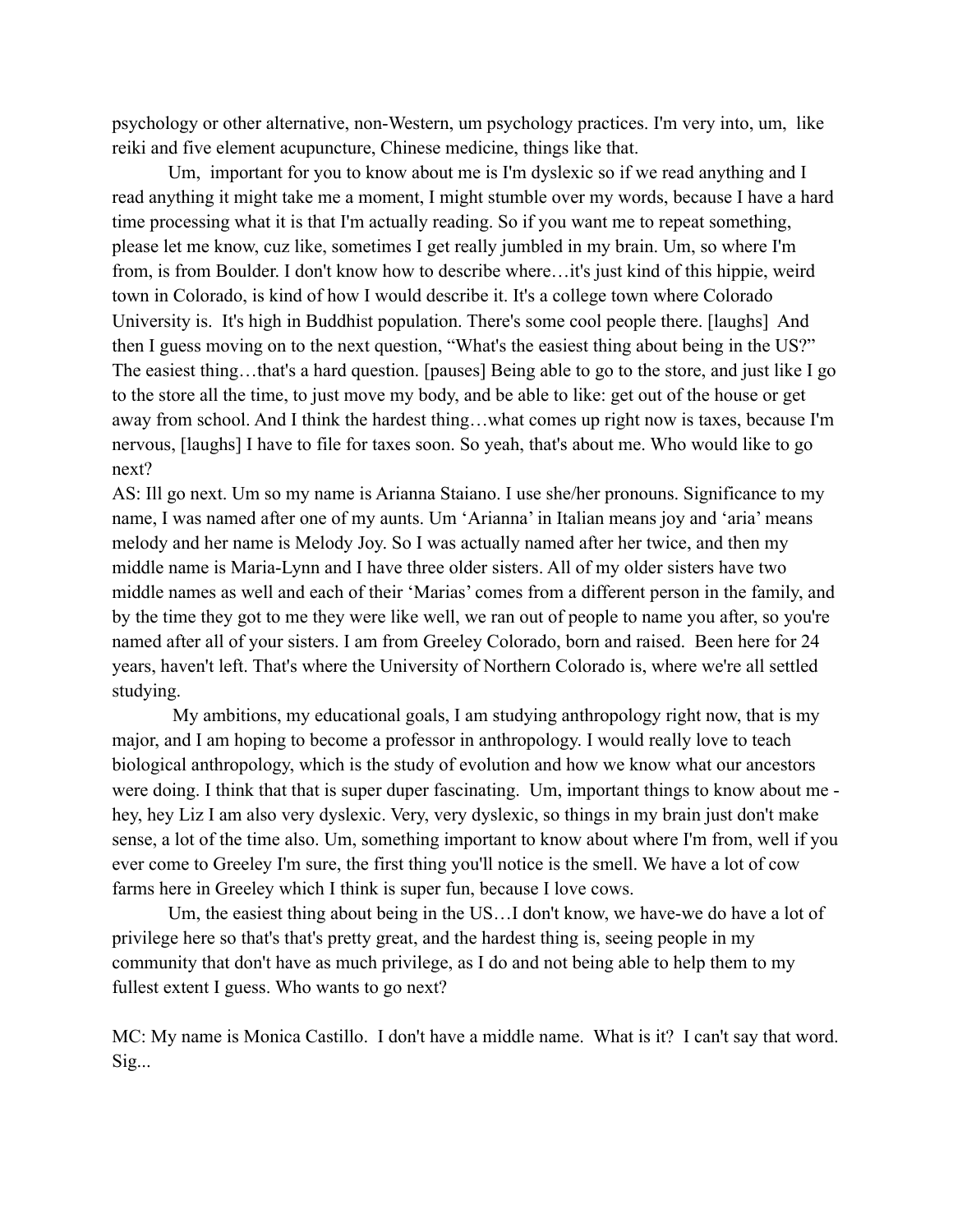psychology or other alternative, non-Western, um psychology practices. I'm very into, um, like reiki and five element acupuncture, Chinese medicine, things like that.

Um, important for you to know about me is I'm dyslexic so if we read anything and I read anything it might take me a moment, I might stumble over my words, because I have a hard time processing what it is that I'm actually reading. So if you want me to repeat something, please let me know, cuz like, sometimes I get really jumbled in my brain. Um, so where I'm from, is from Boulder. I don't know how to describe where…it's just kind of this hippie, weird town in Colorado, is kind of how I would describe it. It's a college town where Colorado University is. It's high in Buddhist population. There's some cool people there. [laughs] And then I guess moving on to the next question, "What's the easiest thing about being in the US?" The easiest thing…that's a hard question. [pauses] Being able to go to the store, and just like I go to the store all the time, to just move my body, and be able to like: get out of the house or get away from school. And I think the hardest thing…what comes up right now is taxes, because I'm nervous, [laughs] I have to file for taxes soon. So yeah, that's about me. Who would like to go next?

AS: Ill go next. Um so my name is Arianna Staiano. I use she/her pronouns. Significance to my name, I was named after one of my aunts. Um 'Arianna' in Italian means joy and 'aria' means melody and her name is Melody Joy. So I was actually named after her twice, and then my middle name is Maria-Lynn and I have three older sisters. All of my older sisters have two middle names as well and each of their 'Marias' comes from a different person in the family, and by the time they got to me they were like well, we ran out of people to name you after, so you're named after all of your sisters. I am from Greeley Colorado, born and raised. Been here for 24 years, haven't left. That's where the University of Northern Colorado is, where we're all settled studying.

My ambitions, my educational goals, I am studying anthropology right now, that is my major, and I am hoping to become a professor in anthropology. I would really love to teach biological anthropology, which is the study of evolution and how we know what our ancestors were doing. I think that that is super duper fascinating. Um, important things to know about me - hey, hey Liz I am also very dyslexic. Very, very dyslexic, so things in my brain just don't make sense, a lot of the time also. Um, something important to know about where I'm from, well if you ever come to Greeley I'm sure, the first thing you'll notice is the smell. We have a lot of cow farms here in Greeley which I think is super fun, because I love cows.

Um, the easiest thing about being in the US…I don't know, we have-we do have a lot of privilege here so that's that's pretty great, and the hardest thing is, seeing people in my community that don't have as much privilege, as I do and not being able to help them to my fullest extent I guess. Who wants to go next?

MC: My name is Monica Castillo. I don't have a middle name. What is it? I can't say that word. Sig...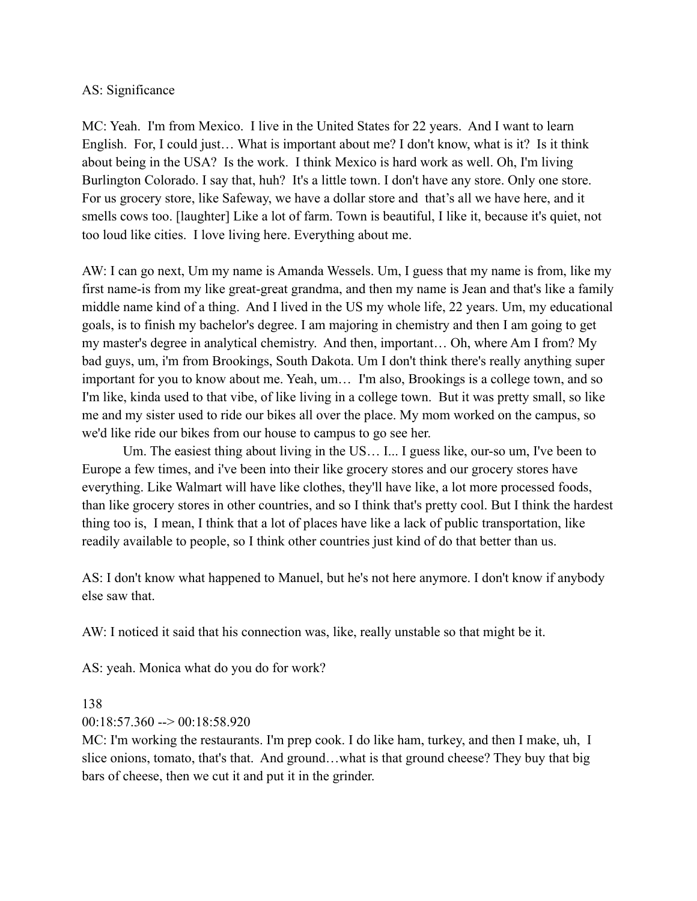AS: Significance

MC: Yeah. I'm from Mexico. I live in the United States for 22 years. And I want to learn English. For, I could just… What is important about me? I don't know, what is it? Is it think about being in the USA? Is the work. I think Mexico is hard work as well. Oh, I'm living Burlington Colorado. I say that, huh? It's a little town. I don't have any store. Only one store. For us grocery store, like Safeway, we have a dollar store and that's all we have here, and it smells cows too. [laughter] Like a lot of farm. Town is beautiful, I like it, because it's quiet, not too loud like cities. I love living here. Everything about me.

AW: I can go next, Um my name is Amanda Wessels. Um, I guess that my name is from, like my first name-is from my like great-great grandma, and then my name is Jean and that's like a family middle name kind of a thing. And I lived in the US my whole life, 22 years. Um, my educational goals, is to finish my bachelor's degree. I am majoring in chemistry and then I am going to get my master's degree in analytical chemistry. And then, important… Oh, where Am I from? My bad guys, um, i'm from Brookings, South Dakota. Um I don't think there's really anything super important for you to know about me. Yeah, um… I'm also, Brookings is a college town, and so I'm like, kinda used to that vibe, of like living in a college town. But it was pretty small, so like me and my sister used to ride our bikes all over the place. My mom worked on the campus, so we'd like ride our bikes from our house to campus to go see her.

Um. The easiest thing about living in the US… I... I guess like, our-so um, I've been to Europe a few times, and i've been into their like grocery stores and our grocery stores have everything. Like Walmart will have like clothes, they'll have like, a lot more processed foods, than like grocery stores in other countries, and so I think that's pretty cool. But I think the hardest thing too is, I mean, I think that a lot of places have like a lack of public transportation, like readily available to people, so I think other countries just kind of do that better than us.

AS: I don't know what happened to Manuel, but he's not here anymore. I don't know if anybody else saw that.

AW: I noticed it said that his connection was, like, really unstable so that might be it.

AS: yeah. Monica what do you do for work?

138
00:18:57.360 --> 00:18:58.920
MC: I'm working the restaurants. I'm prep cook. I do like ham, turkey, and then I make, uh, I slice onions, tomato, that's that. And ground…what is that ground cheese? They buy that big bars of cheese, then we cut it and put it in the grinder.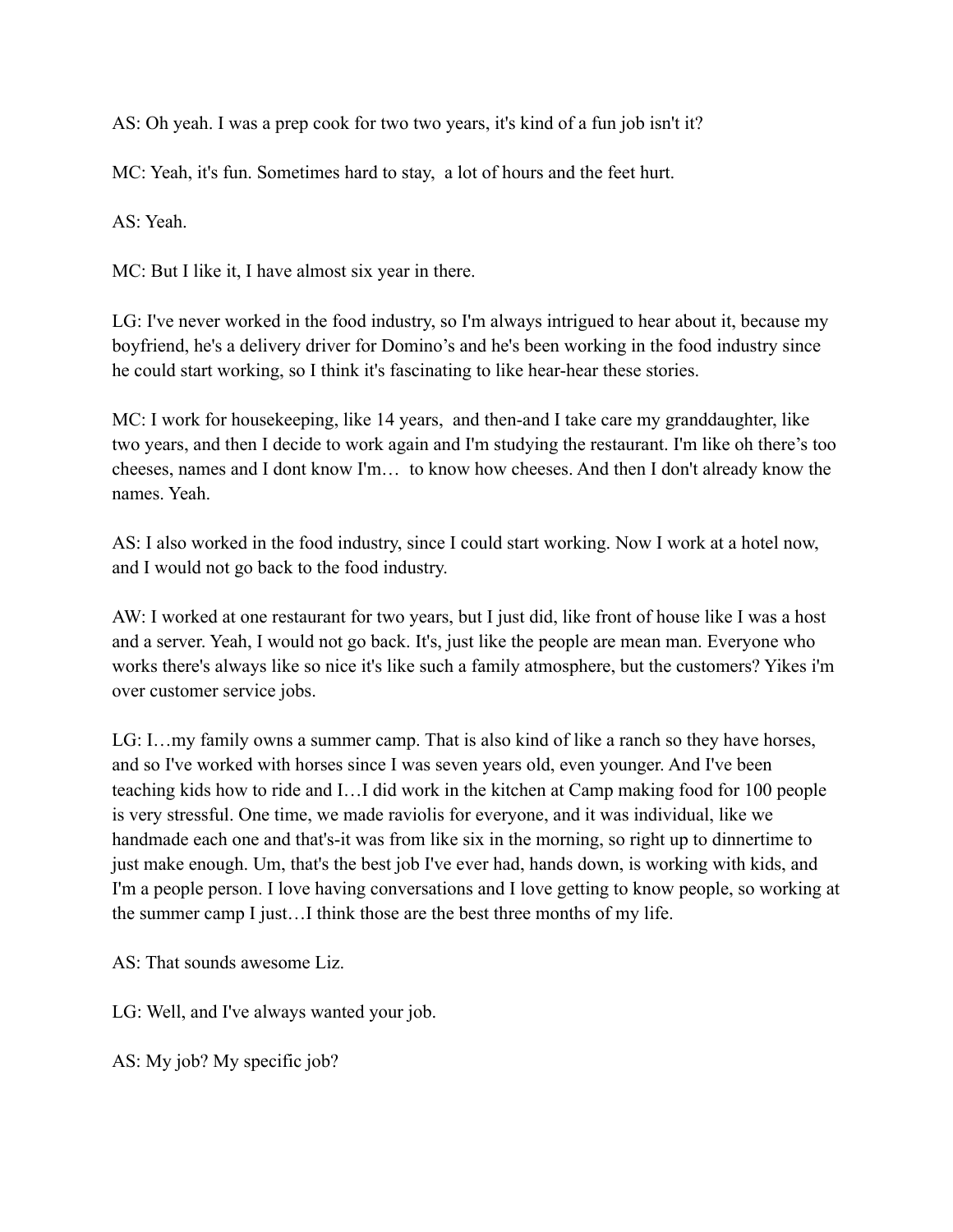AS: Oh yeah. I was a prep cook for two two years, it's kind of a fun job isn't it?

MC: Yeah, it's fun. Sometimes hard to stay,  a lot of hours and the feet hurt.

AS: Yeah.

MC: But I like it, I have almost six year in there.

LG: I've never worked in the food industry, so I'm always intrigued to hear about it, because my boyfriend, he's a delivery driver for Domino's and he's been working in the food industry since he could start working, so I think it's fascinating to like hear-hear these stories.

MC: I work for housekeeping, like 14 years,  and then-and I take care my granddaughter, like two years, and then I decide to work again and I'm studying the restaurant. I'm like oh there's too cheeses, names and I dont know I'm…  to know how cheeses. And then I don't already know the names. Yeah.

AS: I also worked in the food industry, since I could start working. Now I work at a hotel now, and I would not go back to the food industry.

AW: I worked at one restaurant for two years, but I just did, like front of house like I was a host and a server. Yeah, I would not go back. It's, just like the people are mean man. Everyone who works there's always like so nice it's like such a family atmosphere, but the customers? Yikes i'm over customer service jobs.

LG: I…my family owns a summer camp. That is also kind of like a ranch so they have horses, and so I've worked with horses since I was seven years old, even younger. And I've been teaching kids how to ride and I…I did work in the kitchen at Camp making food for 100 people is very stressful. One time, we made raviolis for everyone, and it was individual, like we handmade each one and that's-it was from like six in the morning, so right up to dinnertime to just make enough. Um, that's the best job I've ever had, hands down, is working with kids, and I'm a people person. I love having conversations and I love getting to know people, so working at the summer camp I just…I think those are the best three months of my life.

AS: That sounds awesome Liz.

LG: Well, and I've always wanted your job.

AS: My job? My specific job?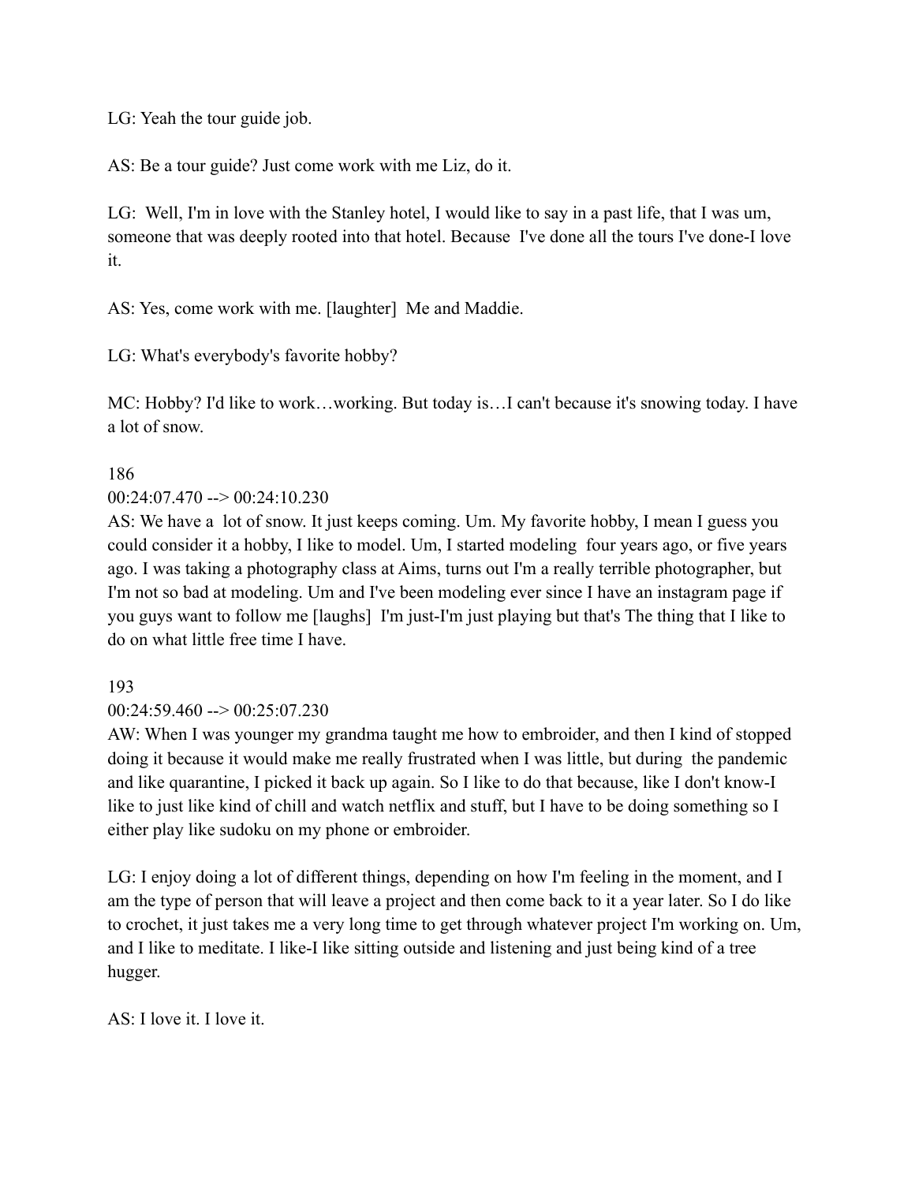LG: Yeah the tour guide job.

AS: Be a tour guide? Just come work with me Liz, do it.

LG: Well, I'm in love with the Stanley hotel, I would like to say in a past life, that I was um, someone that was deeply rooted into that hotel. Because I've done all the tours I've done-I love it.

AS: Yes, come work with me. [laughter] Me and Maddie.

LG: What's everybody's favorite hobby?

MC: Hobby? I'd like to work…working. But today is…I can't because it's snowing today. I have a lot of snow.

186

00:24:07.470 --> 00:24:10.230

AS: We have a lot of snow. It just keeps coming. Um. My favorite hobby, I mean I guess you could consider it a hobby, I like to model. Um, I started modeling four years ago, or five years ago. I was taking a photography class at Aims, turns out I'm a really terrible photographer, but I'm not so bad at modeling. Um and I've been modeling ever since I have an instagram page if you guys want to follow me [laughs] I'm just-I'm just playing but that's The thing that I like to do on what little free time I have.

193

00:24:59.460 --> 00:25:07.230

AW: When I was younger my grandma taught me how to embroider, and then I kind of stopped doing it because it would make me really frustrated when I was little, but during the pandemic and like quarantine, I picked it back up again. So I like to do that because, like I don't know-I like to just like kind of chill and watch netflix and stuff, but I have to be doing something so I either play like sudoku on my phone or embroider.

LG: I enjoy doing a lot of different things, depending on how I'm feeling in the moment, and I am the type of person that will leave a project and then come back to it a year later. So I do like to crochet, it just takes me a very long time to get through whatever project I'm working on. Um, and I like to meditate. I like-I like sitting outside and listening and just being kind of a tree hugger.

AS: I love it. I love it.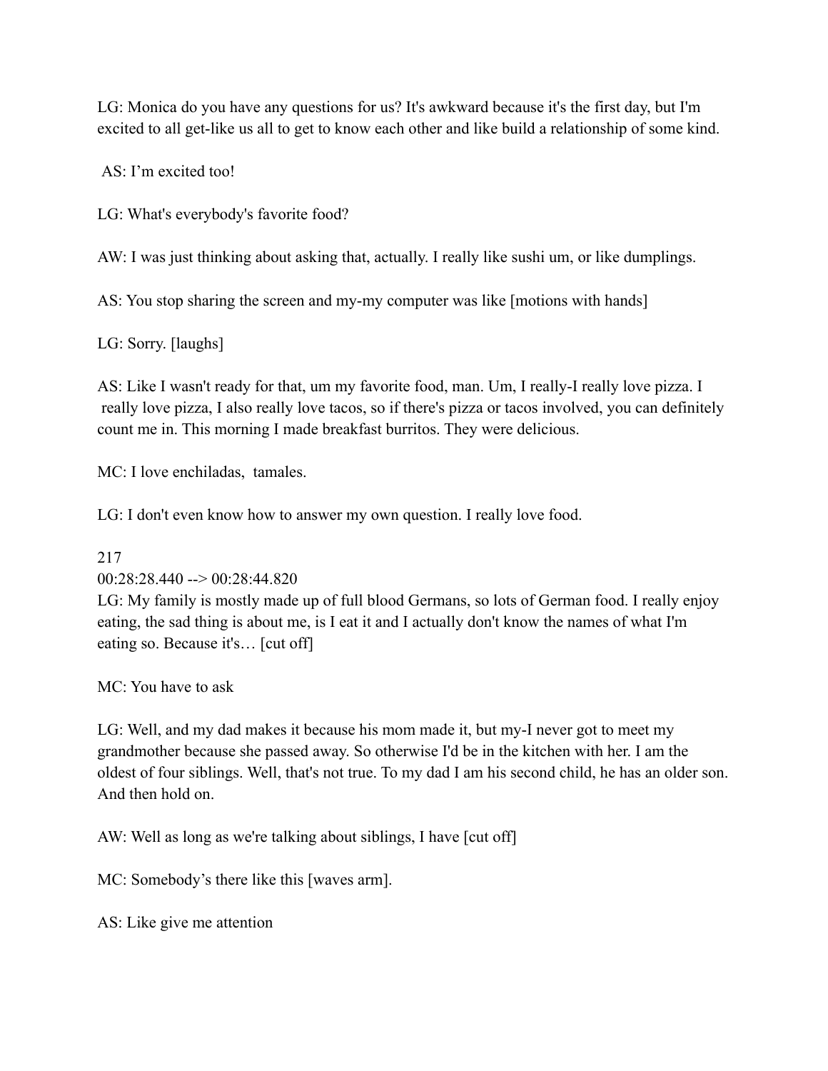LG: Monica do you have any questions for us? It's awkward because it's the first day, but I'm excited to all get-like us all to get to know each other and like build a relationship of some kind.

AS: I'm excited too!

LG: What's everybody's favorite food?

AW: I was just thinking about asking that, actually. I really like sushi um, or like dumplings.

AS: You stop sharing the screen and my-my computer was like [motions with hands]

LG: Sorry. [laughs]

AS: Like I wasn't ready for that, um my favorite food, man. Um, I really-I really love pizza. I really love pizza, I also really love tacos, so if there's pizza or tacos involved, you can definitely count me in. This morning I made breakfast burritos. They were delicious.

MC: I love enchiladas, tamales.

LG: I don't even know how to answer my own question. I really love food.

217
00:28:28.440 --> 00:28:44.820
LG: My family is mostly made up of full blood Germans, so lots of German food. I really enjoy eating, the sad thing is about me, is I eat it and I actually don't know the names of what I'm eating so. Because it's… [cut off]

MC: You have to ask

LG: Well, and my dad makes it because his mom made it, but my-I never got to meet my grandmother because she passed away. So otherwise I'd be in the kitchen with her. I am the oldest of four siblings. Well, that's not true. To my dad I am his second child, he has an older son. And then hold on.

AW: Well as long as we're talking about siblings, I have [cut off]

MC: Somebody's there like this [waves arm].

AS: Like give me attention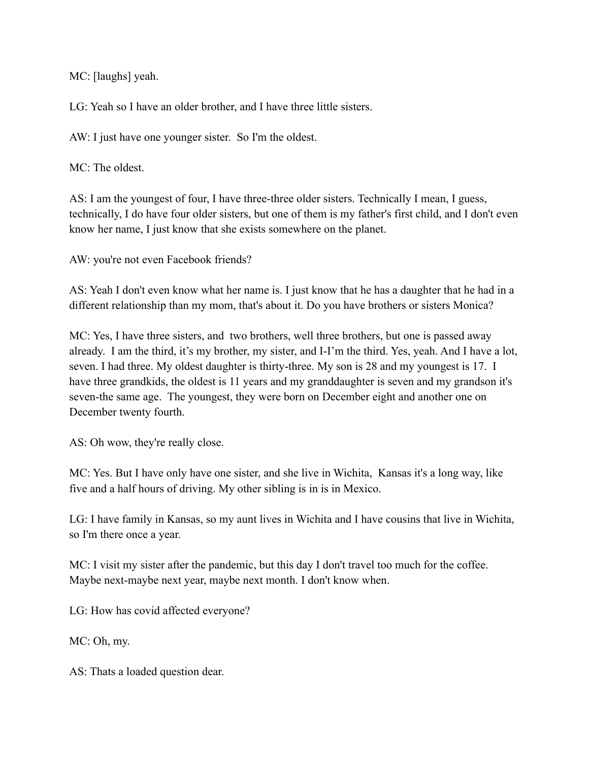MC: [laughs] yeah.

LG: Yeah so I have an older brother, and I have three little sisters.

AW: I just have one younger sister. So I'm the oldest.

MC: The oldest.

AS: I am the youngest of four, I have three-three older sisters. Technically I mean, I guess, technically, I do have four older sisters, but one of them is my father's first child, and I don't even know her name, I just know that she exists somewhere on the planet.

AW: you're not even Facebook friends?

AS: Yeah I don't even know what her name is. I just know that he has a daughter that he had in a different relationship than my mom, that's about it. Do you have brothers or sisters Monica?

MC: Yes, I have three sisters, and two brothers, well three brothers, but one is passed away already. I am the third, it's my brother, my sister, and I-I'm the third. Yes, yeah. And I have a lot, seven. I had three. My oldest daughter is thirty-three. My son is 28 and my youngest is 17. I have three grandkids, the oldest is 11 years and my granddaughter is seven and my grandson it's seven-the same age. The youngest, they were born on December eight and another one on December twenty fourth.

AS: Oh wow, they're really close.

MC: Yes. But I have only have one sister, and she live in Wichita, Kansas it's a long way, like five and a half hours of driving. My other sibling is in is in Mexico.

LG: I have family in Kansas, so my aunt lives in Wichita and I have cousins that live in Wichita, so I'm there once a year.

MC: I visit my sister after the pandemic, but this day I don't travel too much for the coffee. Maybe next-maybe next year, maybe next month. I don't know when.

LG: How has covid affected everyone?

MC: Oh, my.

AS: Thats a loaded question dear.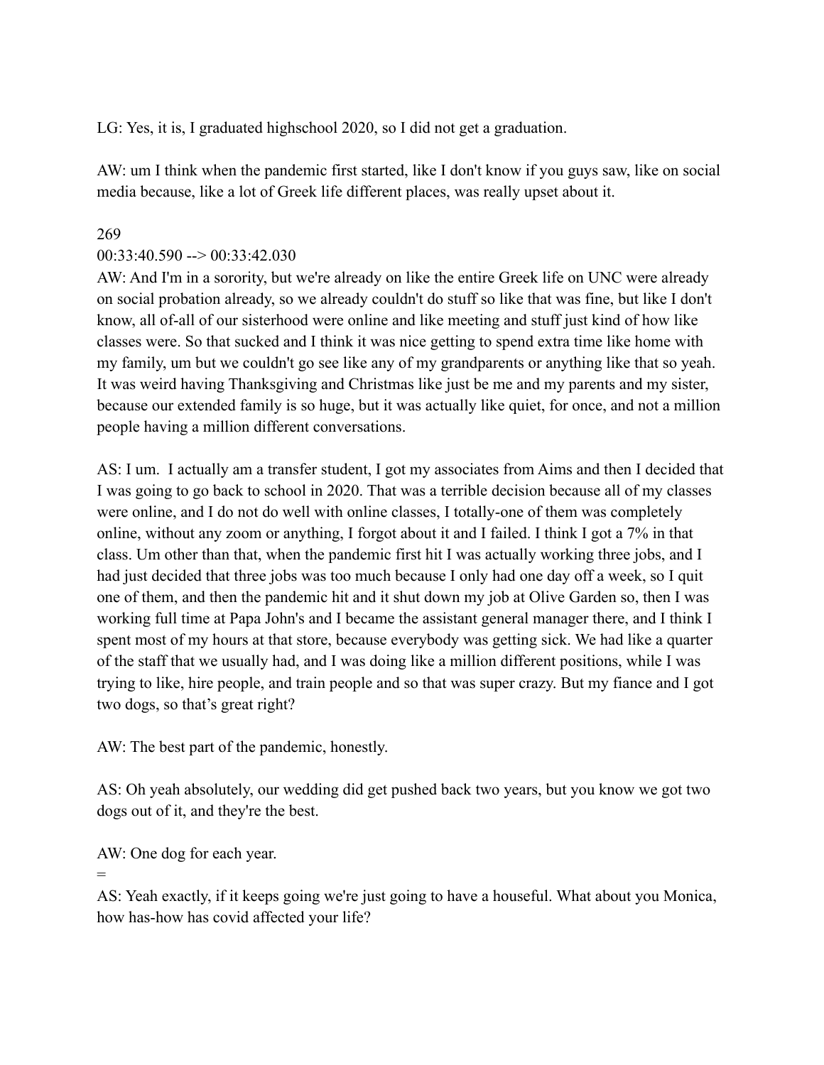LG: Yes, it is, I graduated highschool 2020, so I did not get a graduation.

AW: um I think when the pandemic first started, like I don't know if you guys saw, like on social media because, like a lot of Greek life different places, was really upset about it.

269
00:33:40.590 --> 00:33:42.030
AW: And I'm in a sorority, but we're already on like the entire Greek life on UNC were already on social probation already, so we already couldn't do stuff so like that was fine, but like I don't know, all of-all of our sisterhood were online and like meeting and stuff just kind of how like classes were. So that sucked and I think it was nice getting to spend extra time like home with my family, um but we couldn't go see like any of my grandparents or anything like that so yeah. It was weird having Thanksgiving and Christmas like just be me and my parents and my sister, because our extended family is so huge, but it was actually like quiet, for once, and not a million people having a million different conversations.

AS: I um. I actually am a transfer student, I got my associates from Aims and then I decided that I was going to go back to school in 2020. That was a terrible decision because all of my classes were online, and I do not do well with online classes, I totally-one of them was completely online, without any zoom or anything, I forgot about it and I failed. I think I got a 7% in that class. Um other than that, when the pandemic first hit I was actually working three jobs, and I had just decided that three jobs was too much because I only had one day off a week, so I quit one of them, and then the pandemic hit and it shut down my job at Olive Garden so, then I was working full time at Papa John's and I became the assistant general manager there, and I think I spent most of my hours at that store, because everybody was getting sick. We had like a quarter of the staff that we usually had, and I was doing like a million different positions, while I was trying to like, hire people, and train people and so that was super crazy. But my fiance and I got two dogs, so that's great right?

AW: The best part of the pandemic, honestly.

AS: Oh yeah absolutely, our wedding did get pushed back two years, but you know we got two dogs out of it, and they're the best.

AW: One dog for each year.

=

AS: Yeah exactly, if it keeps going we're just going to have a houseful. What about you Monica, how has-how has covid affected your life?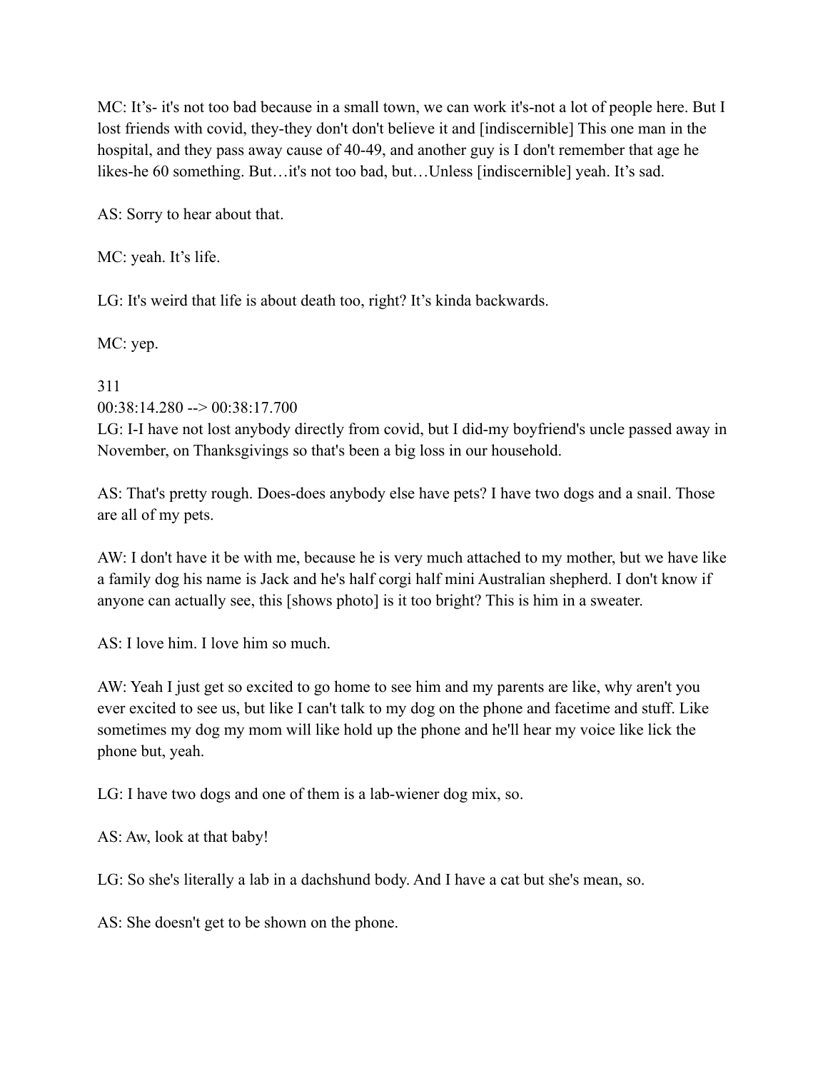MC: It's- it's not too bad because in a small town, we can work it's-not a lot of people here. But I lost friends with covid, they-they don't don't believe it and [indiscernible] This one man in the hospital, and they pass away cause of 40-49, and another guy is I don't remember that age he likes-he 60 something. But…it's not too bad, but…Unless [indiscernible] yeah. It's sad.

AS: Sorry to hear about that.

MC: yeah. It's life.

LG: It's weird that life is about death too, right? It's kinda backwards.

MC: yep.

311
00:38:14.280 --> 00:38:17.700
LG: I-I have not lost anybody directly from covid, but I did-my boyfriend's uncle passed away in November, on Thanksgivings so that's been a big loss in our household.

AS: That's pretty rough. Does-does anybody else have pets? I have two dogs and a snail. Those are all of my pets.

AW: I don't have it be with me, because he is very much attached to my mother, but we have like a family dog his name is Jack and he's half corgi half mini Australian shepherd. I don't know if anyone can actually see, this [shows photo] is it too bright? This is him in a sweater.

AS: I love him. I love him so much.

AW: Yeah I just get so excited to go home to see him and my parents are like, why aren't you ever excited to see us, but like I can't talk to my dog on the phone and facetime and stuff. Like sometimes my dog my mom will like hold up the phone and he'll hear my voice like lick the phone but, yeah.

LG: I have two dogs and one of them is a lab-wiener dog mix, so.

AS: Aw, look at that baby!

LG: So she's literally a lab in a dachshund body. And I have a cat but she's mean, so.

AS: She doesn't get to be shown on the phone.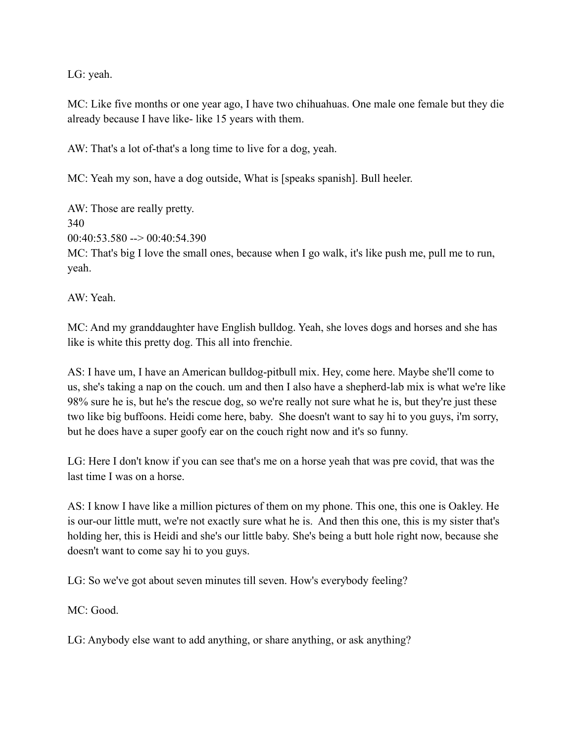LG: yeah.

MC: Like five months or one year ago, I have two chihuahuas. One male one female but they die already because I have like- like 15 years with them.

AW: That's a lot of-that's a long time to live for a dog, yeah.

MC: Yeah my son, have a dog outside, What is [speaks spanish]. Bull heeler.

AW: Those are really pretty.
340
00:40:53.580 --> 00:40:54.390
MC: That's big I love the small ones, because when I go walk, it's like push me, pull me to run, yeah.

AW: Yeah.

MC: And my granddaughter have English bulldog. Yeah, she loves dogs and horses and she has like is white this pretty dog. This all into frenchie.

AS: I have um, I have an American bulldog-pitbull mix. Hey, come here. Maybe she'll come to us, she's taking a nap on the couch. um and then I also have a shepherd-lab mix is what we're like 98% sure he is, but he's the rescue dog, so we're really not sure what he is, but they're just these two like big buffoons. Heidi come here, baby.  She doesn't want to say hi to you guys, i'm sorry, but he does have a super goofy ear on the couch right now and it's so funny.

LG: Here I don't know if you can see that's me on a horse yeah that was pre covid, that was the last time I was on a horse.

AS: I know I have like a million pictures of them on my phone. This one, this one is Oakley. He is our-our little mutt, we're not exactly sure what he is.  And then this one, this is my sister that's holding her, this is Heidi and she's our little baby. She's being a butt hole right now, because she doesn't want to come say hi to you guys.

LG: So we've got about seven minutes till seven. How's everybody feeling?

MC: Good.

LG: Anybody else want to add anything, or share anything, or ask anything?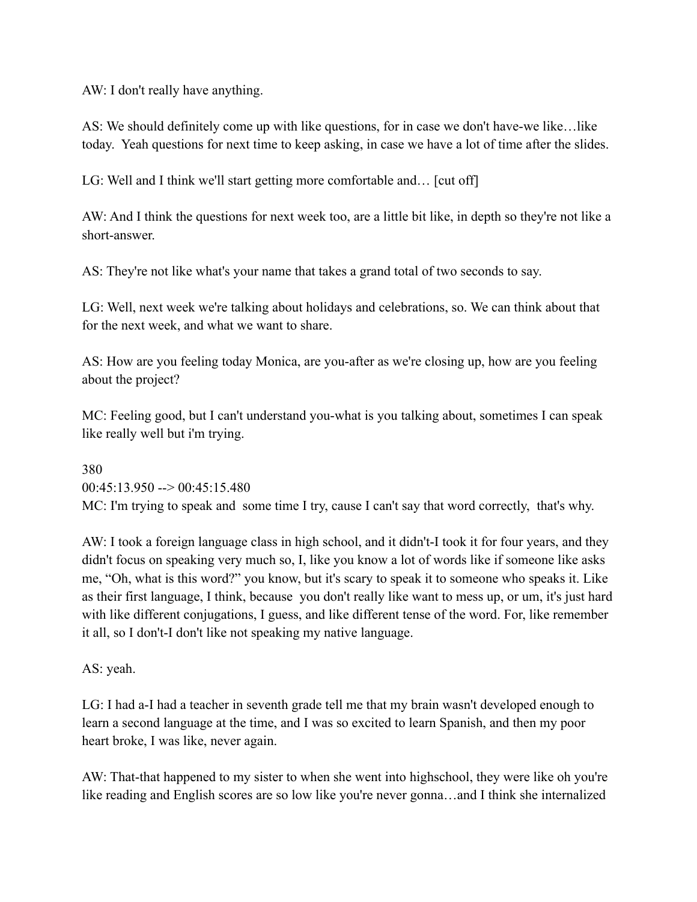AW: I don't really have anything.

AS: We should definitely come up with like questions, for in case we don't have-we like…like today.  Yeah questions for next time to keep asking, in case we have a lot of time after the slides.

LG: Well and I think we'll start getting more comfortable and… [cut off]

AW: And I think the questions for next week too, are a little bit like, in depth so they're not like a short-answer.

AS: They're not like what's your name that takes a grand total of two seconds to say.

LG: Well, next week we're talking about holidays and celebrations, so. We can think about that for the next week, and what we want to share.

AS: How are you feeling today Monica, are you-after as we're closing up, how are you feeling about the project?

MC: Feeling good, but I can't understand you-what is you talking about, sometimes I can speak like really well but i'm trying.

380
00:45:13.950 --> 00:45:15.480
MC: I'm trying to speak and  some time I try, cause I can't say that word correctly,  that's why.

AW: I took a foreign language class in high school, and it didn't-I took it for four years, and they didn't focus on speaking very much so, I, like you know a lot of words like if someone like asks me, "Oh, what is this word?" you know, but it's scary to speak it to someone who speaks it. Like as their first language, I think, because  you don't really like want to mess up, or um, it's just hard with like different conjugations, I guess, and like different tense of the word. For, like remember it all, so I don't-I don't like not speaking my native language.

AS: yeah.

LG: I had a-I had a teacher in seventh grade tell me that my brain wasn't developed enough to learn a second language at the time, and I was so excited to learn Spanish, and then my poor heart broke, I was like, never again.

AW: That-that happened to my sister to when she went into highschool, they were like oh you're like reading and English scores are so low like you're never gonna…and I think she internalized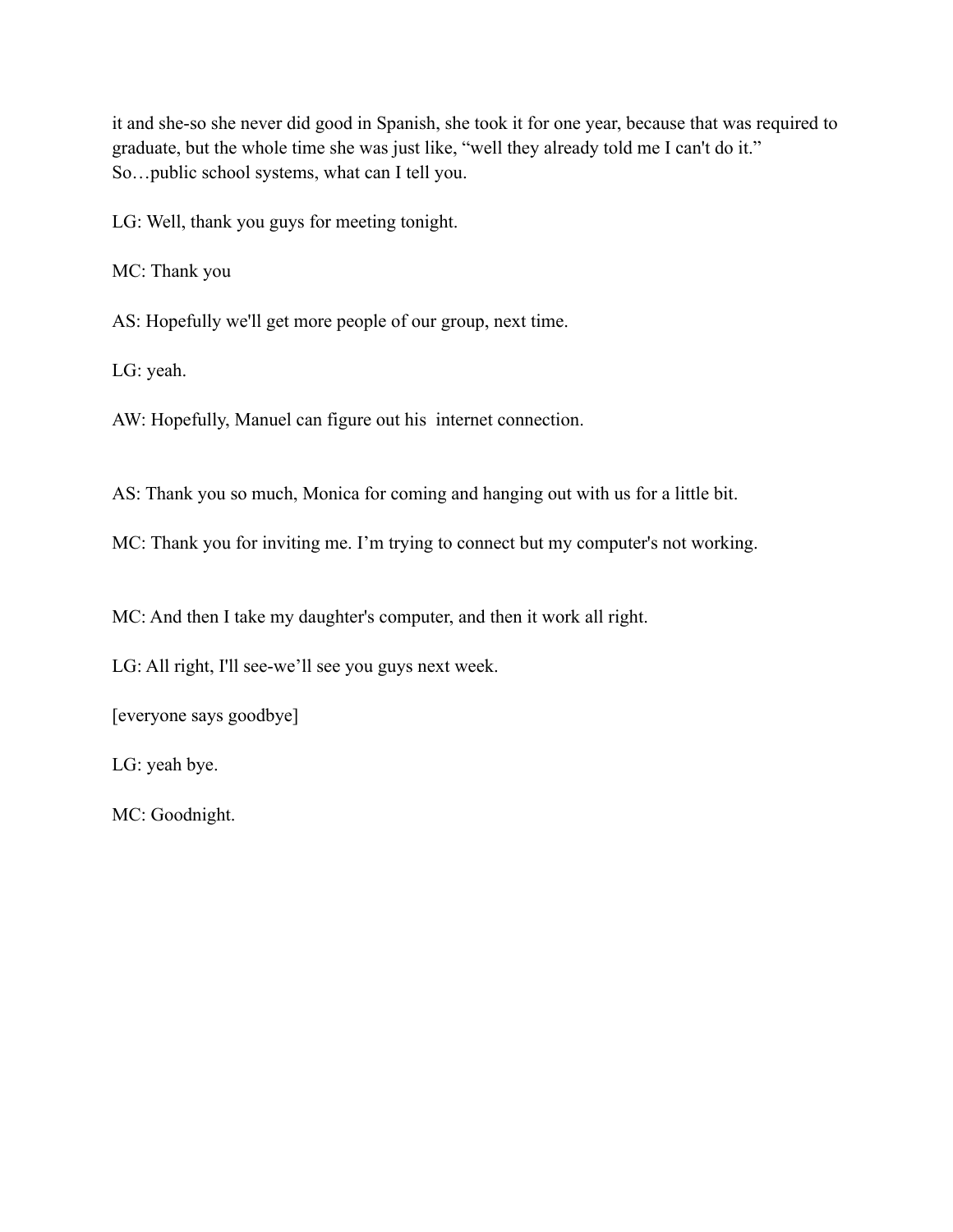it and she-so she never did good in Spanish, she took it for one year, because that was required to graduate, but the whole time she was just like, "well they already told me I can't do it." So…public school systems, what can I tell you.

LG: Well, thank you guys for meeting tonight.

MC: Thank you

AS: Hopefully we'll get more people of our group, next time.

LG: yeah.

AW: Hopefully, Manuel can figure out his internet connection.

AS: Thank you so much, Monica for coming and hanging out with us for a little bit.

MC: Thank you for inviting me. I'm trying to connect but my computer's not working.

MC: And then I take my daughter's computer, and then it work all right.

LG: All right, I'll see-we'll see you guys next week.

[everyone says goodbye]

LG: yeah bye.

MC: Goodnight.